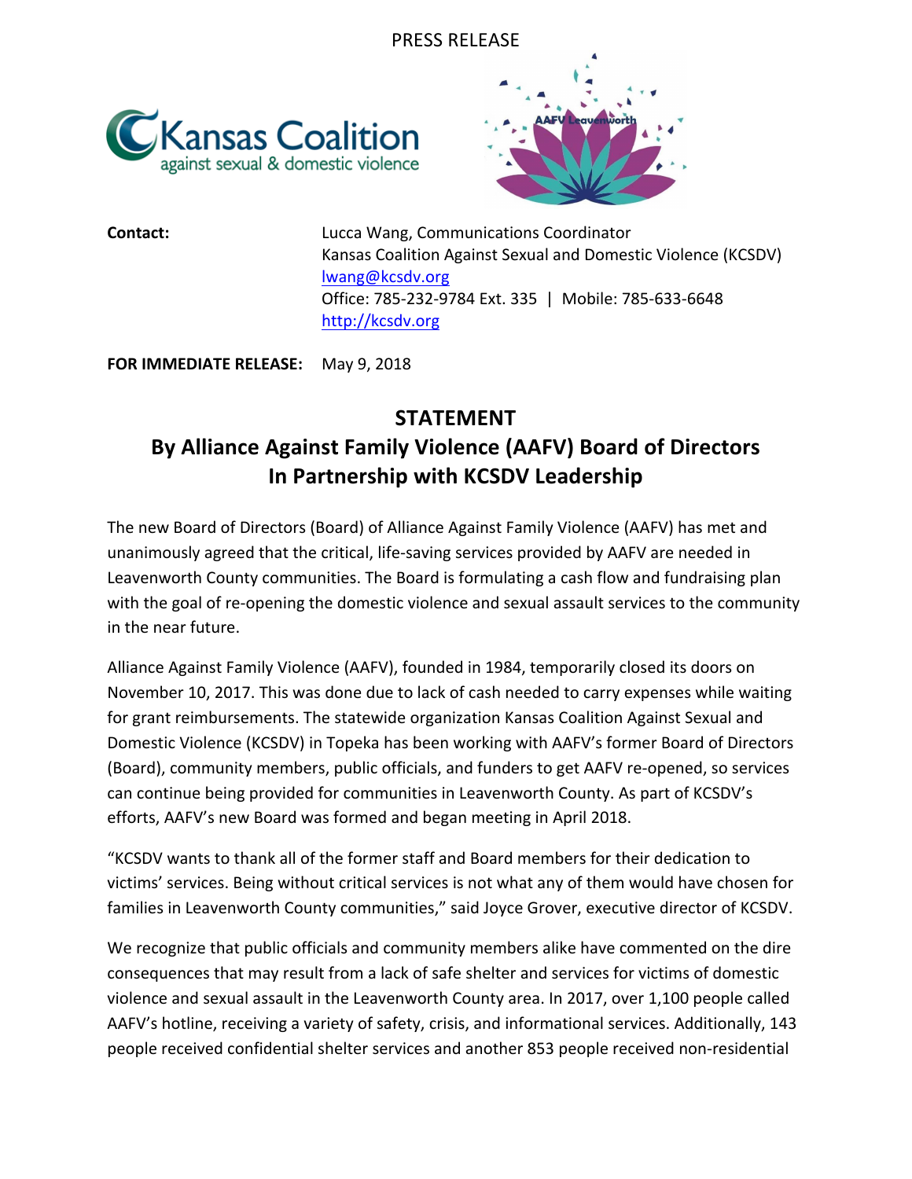PRESS RELEASE

**Contact:** Lucca Wang, Communications Coordinator
Kansas Coalition Against Sexual and Domestic Violence (KCSDV)
lwang@kcsdv.org
Office: 785-232-9784 Ext. 335 | Mobile: 785-633-6648
http://kcsdv.org

**FOR IMMEDIATE RELEASE:** May 9, 2018

# STATEMENT
## By Alliance Against Family Violence (AAFV) Board of Directors In Partnership with KCSDV Leadership

The new Board of Directors (Board) of Alliance Against Family Violence (AAFV) has met and unanimously agreed that the critical, life-saving services provided by AAFV are needed in Leavenworth County communities. The Board is formulating a cash flow and fundraising plan with the goal of re-opening the domestic violence and sexual assault services to the community in the near future.

Alliance Against Family Violence (AAFV), founded in 1984, temporarily closed its doors on November 10, 2017. This was done due to lack of cash needed to carry expenses while waiting for grant reimbursements. The statewide organization Kansas Coalition Against Sexual and Domestic Violence (KCSDV) in Topeka has been working with AAFV's former Board of Directors (Board), community members, public officials, and funders to get AAFV re-opened, so services can continue being provided for communities in Leavenworth County. As part of KCSDV's efforts, AAFV's new Board was formed and began meeting in April 2018.

"KCSDV wants to thank all of the former staff and Board members for their dedication to victims' services. Being without critical services is not what any of them would have chosen for families in Leavenworth County communities," said Joyce Grover, executive director of KCSDV.

We recognize that public officials and community members alike have commented on the dire consequences that may result from a lack of safe shelter and services for victims of domestic violence and sexual assault in the Leavenworth County area. In 2017, over 1,100 people called AAFV's hotline, receiving a variety of safety, crisis, and informational services. Additionally, 143 people received confidential shelter services and another 853 people received non-residential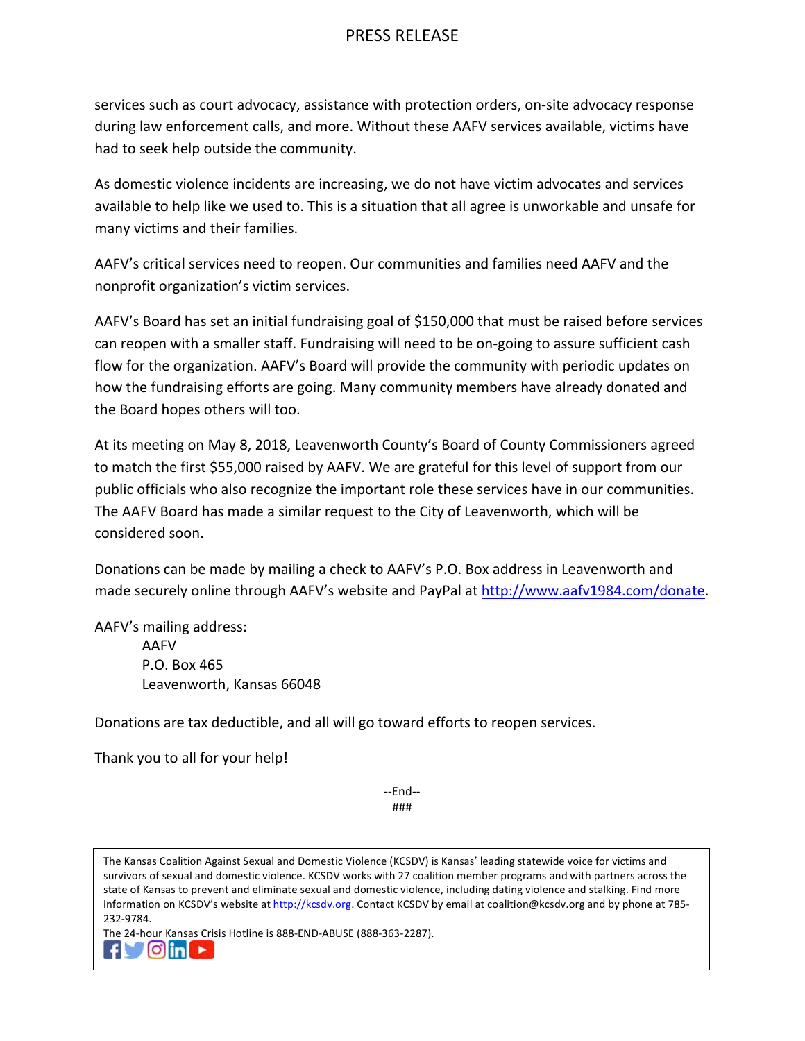services such as court advocacy, assistance with protection orders, on-site advocacy response during law enforcement calls, and more. Without these AAFV services available, victims have had to seek help outside the community.

As domestic violence incidents are increasing, we do not have victim advocates and services available to help like we used to. This is a situation that all agree is unworkable and unsafe for many victims and their families.

AAFV's critical services need to reopen. Our communities and families need AAFV and the nonprofit organization's victim services.

AAFV's Board has set an initial fundraising goal of $150,000 that must be raised before services can reopen with a smaller staff. Fundraising will need to be on-going to assure sufficient cash flow for the organization. AAFV's Board will provide the community with periodic updates on how the fundraising efforts are going. Many community members have already donated and the Board hopes others will too.

At its meeting on May 8, 2018, Leavenworth County's Board of County Commissioners agreed to match the first $55,000 raised by AAFV. We are grateful for this level of support from our public officials who also recognize the important role these services have in our communities. The AAFV Board has made a similar request to the City of Leavenworth, which will be considered soon.

Donations can be made by mailing a check to AAFV's P.O. Box address in Leavenworth and made securely online through AAFV's website and PayPal at http://www.aafv1984.com/donate.

AAFV's mailing address:

AAFV
P.O. Box 465
Leavenworth, Kansas 66048

Donations are tax deductible, and all will go toward efforts to reopen services.

Thank you to all for your help!

--End--

###

The Kansas Coalition Against Sexual and Domestic Violence (KCSDV) is Kansas' leading statewide voice for victims and survivors of sexual and domestic violence. KCSDV works with 27 coalition member programs and with partners across the state of Kansas to prevent and eliminate sexual and domestic violence, including dating violence and stalking. Find more information on KCSDV's website at http://kcsdv.org. Contact KCSDV by email at coalition@kcsdv.org and by phone at 785-232-9784.

The 24-hour Kansas Crisis Hotline is 888-END-ABUSE (888-363-2287).